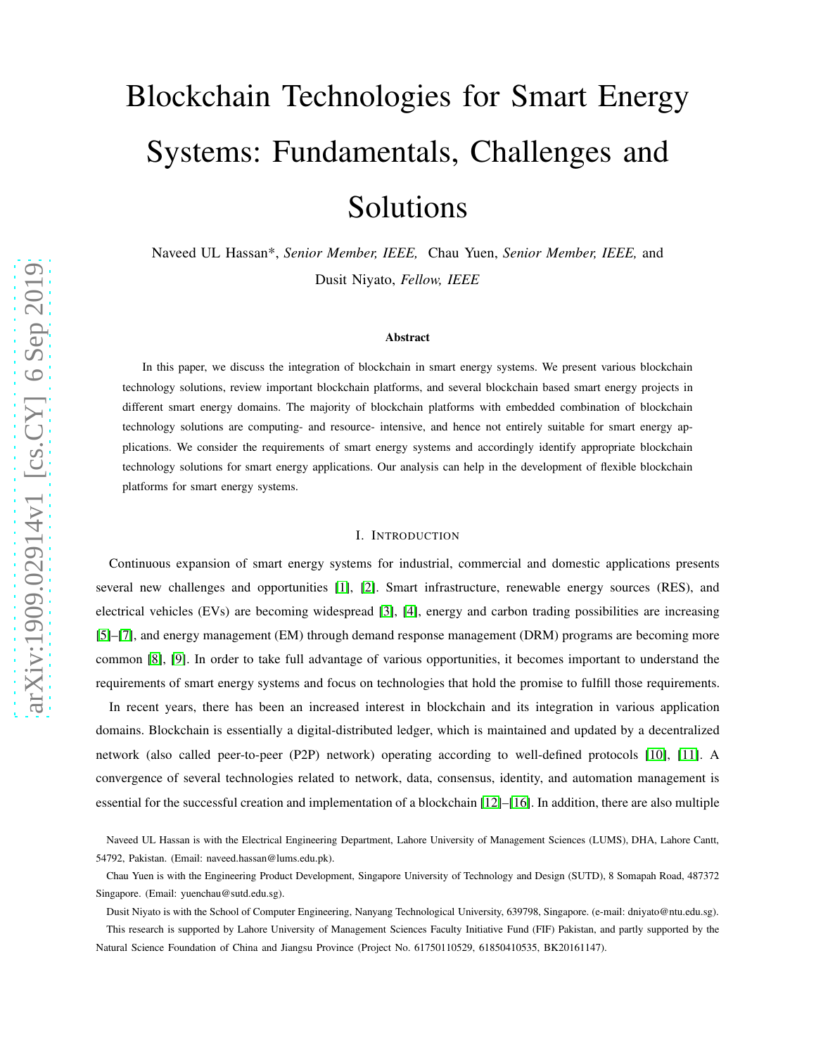# Blockchain Technologies for Smart Energy Systems: Fundamentals, Challenges and Solutions

Naveed UL Hassan*, *Senior Member, IEEE,* Chau Yuen, *Senior Member, IEEE,* and Dusit Niyato, *Fellow, IEEE*

**Abstract**

In this paper, we discuss the integration of blockchain in smart energy systems. We present various blockchain technology solutions, review important blockchain platforms, and several blockchain based smart energy projects in different smart energy domains. The majority of blockchain platforms with embedded combination of blockchain technology solutions are computing- and resource- intensive, and hence not entirely suitable for smart energy applications. We consider the requirements of smart energy systems and accordingly identify appropriate blockchain technology solutions for smart energy applications. Our analysis can help in the development of flexible blockchain platforms for smart energy systems.

## I. Introduction

Continuous expansion of smart energy systems for industrial, commercial and domestic applications presents several new challenges and opportunities [1], [2]. Smart infrastructure, renewable energy sources (RES), and electrical vehicles (EVs) are becoming widespread [3], [4], energy and carbon trading possibilities are increasing [5]–[7], and energy management (EM) through demand response management (DRM) programs are becoming more common [8], [9]. In order to take full advantage of various opportunities, it becomes important to understand the requirements of smart energy systems and focus on technologies that hold the promise to fulfill those requirements.

In recent years, there has been an increased interest in blockchain and its integration in various application domains. Blockchain is essentially a digital-distributed ledger, which is maintained and updated by a decentralized network (also called peer-to-peer (P2P) network) operating according to well-defined protocols [10], [11]. A convergence of several technologies related to network, data, consensus, identity, and automation management is essential for the successful creation and implementation of a blockchain [12]–[16]. In addition, there are also multiple

Naveed UL Hassan is with the Electrical Engineering Department, Lahore University of Management Sciences (LUMS), DHA, Lahore Cantt, 54792, Pakistan. (Email: naveed.hassan@lums.edu.pk).

Chau Yuen is with the Engineering Product Development, Singapore University of Technology and Design (SUTD), 8 Somapah Road, 487372 Singapore. (Email: yuenchau@sutd.edu.sg).

Dusit Niyato is with the School of Computer Engineering, Nanyang Technological University, 639798, Singapore. (e-mail: dniyato@ntu.edu.sg).

This research is supported by Lahore University of Management Sciences Faculty Initiative Fund (FIF) Pakistan, and partly supported by the Natural Science Foundation of China and Jiangsu Province (Project No. 61750110529, 61850410535, BK20161147).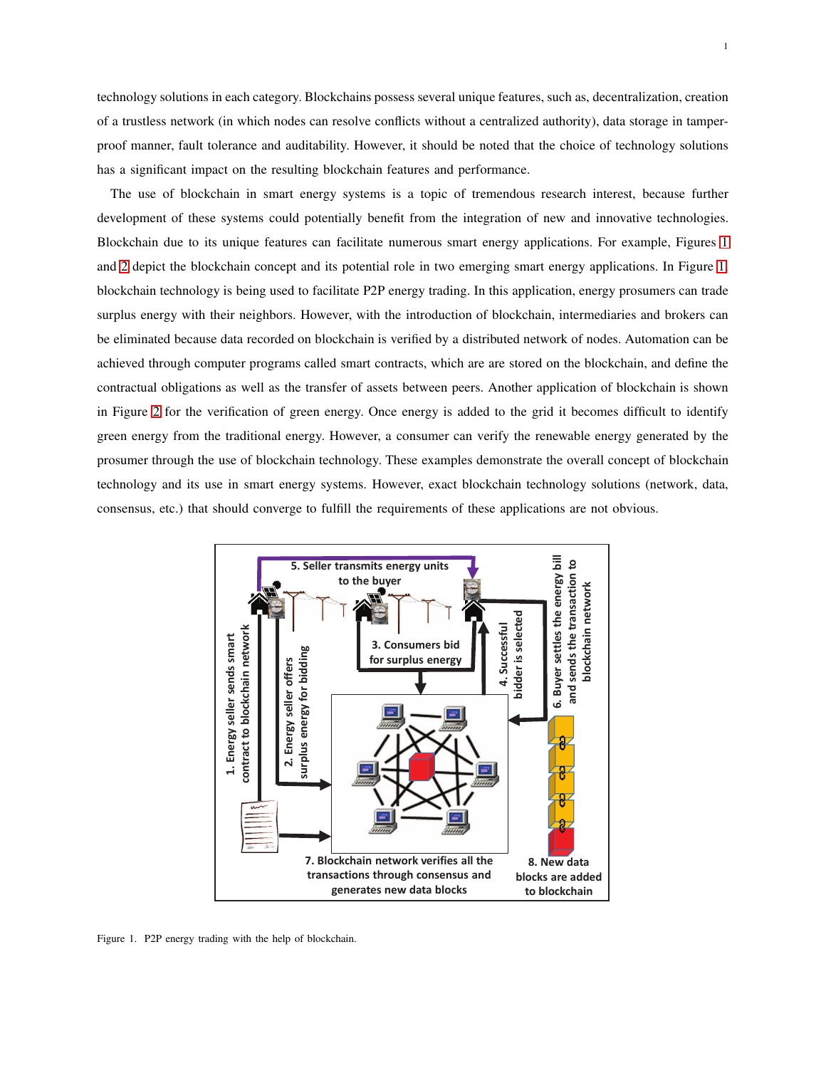technology solutions in each category. Blockchains possess several unique features, such as, decentralization, creation of a trustless network (in which nodes can resolve conflicts without a centralized authority), data storage in tamper-proof manner, fault tolerance and auditability. However, it should be noted that the choice of technology solutions has a significant impact on the resulting blockchain features and performance.

The use of blockchain in smart energy systems is a topic of tremendous research interest, because further development of these systems could potentially benefit from the integration of new and innovative technologies. Blockchain due to its unique features can facilitate numerous smart energy applications. For example, Figures 1 and 2 depict the blockchain concept and its potential role in two emerging smart energy applications. In Figure 1, blockchain technology is being used to facilitate P2P energy trading. In this application, energy prosumers can trade surplus energy with their neighbors. However, with the introduction of blockchain, intermediaries and brokers can be eliminated because data recorded on blockchain is verified by a distributed network of nodes. Automation can be achieved through computer programs called smart contracts, which are are stored on the blockchain, and define the contractual obligations as well as the transfer of assets between peers. Another application of blockchain is shown in Figure 2 for the verification of green energy. Once energy is added to the grid it becomes difficult to identify green energy from the traditional energy. However, a consumer can verify the renewable energy generated by the prosumer through the use of blockchain technology. These examples demonstrate the overall concept of blockchain technology and its use in smart energy systems. However, exact blockchain technology solutions (network, data, consensus, etc.) that should converge to fulfill the requirements of these applications are not obvious.

1. Energy seller sends smart contract to blockchain network
2. Energy seller offers surplus energy for bidding
3. Consumers bid for surplus energy
4. Successful bidder is selected
5. Seller transmits energy units to the buyer
6. Buyer settles the energy bill and sends the transaction to blockchain network
7. Blockchain network verifies all the transactions through consensus and generates new data blocks
8. New data blocks are added to blockchain

Figure 1. P2P energy trading with the help of blockchain.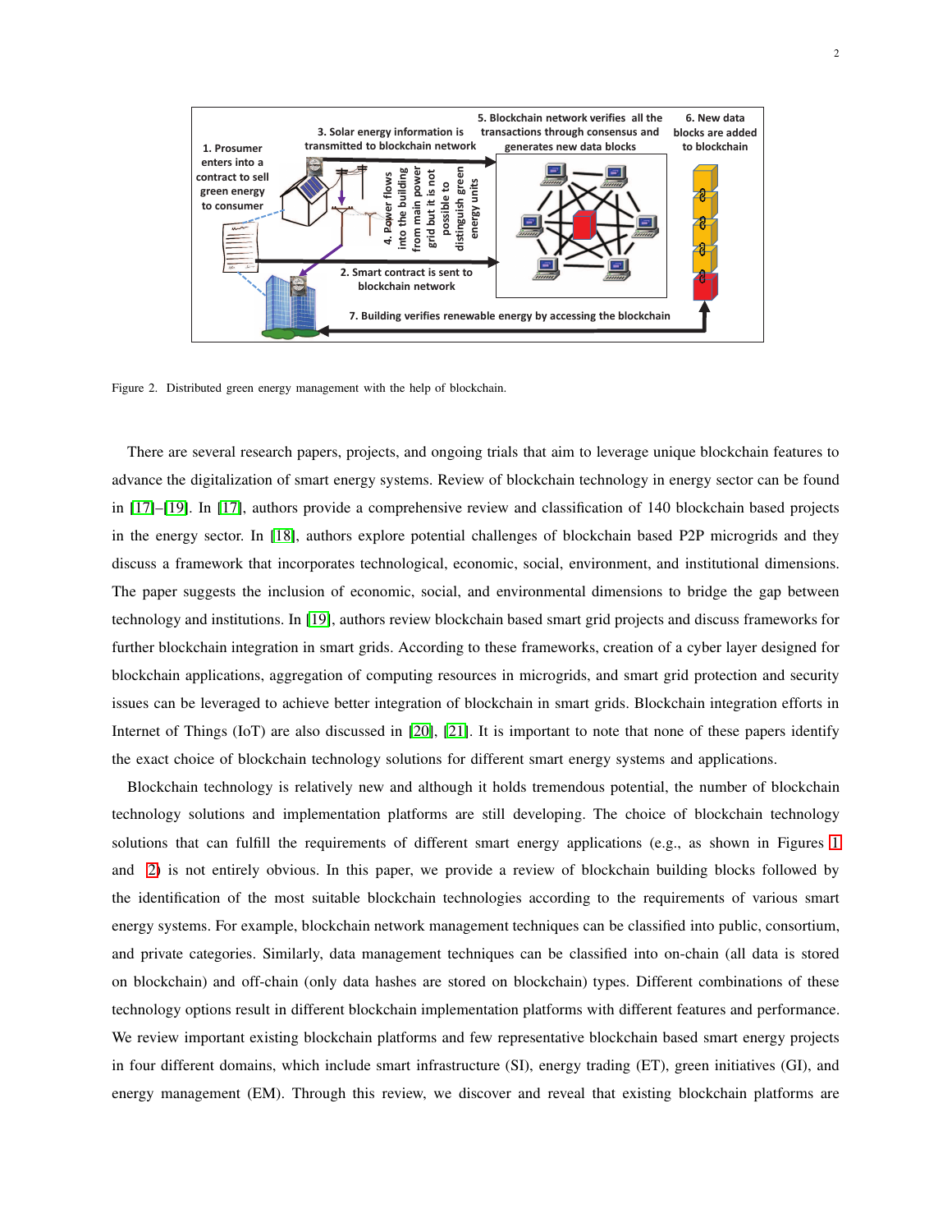Figure 2. Distributed green energy management with the help of blockchain.

There are several research papers, projects, and ongoing trials that aim to leverage unique blockchain features to advance the digitalization of smart energy systems. Review of blockchain technology in energy sector can be found in [17]–[19]. In [17], authors provide a comprehensive review and classification of 140 blockchain based projects in the energy sector. In [18], authors explore potential challenges of blockchain based P2P microgrids and they discuss a framework that incorporates technological, economic, social, environment, and institutional dimensions. The paper suggests the inclusion of economic, social, and environmental dimensions to bridge the gap between technology and institutions. In [19], authors review blockchain based smart grid projects and discuss frameworks for further blockchain integration in smart grids. According to these frameworks, creation of a cyber layer designed for blockchain applications, aggregation of computing resources in microgrids, and smart grid protection and security issues can be leveraged to achieve better integration of blockchain in smart grids. Blockchain integration efforts in Internet of Things (IoT) are also discussed in [20], [21]. It is important to note that none of these papers identify the exact choice of blockchain technology solutions for different smart energy systems and applications.

Blockchain technology is relatively new and although it holds tremendous potential, the number of blockchain technology solutions and implementation platforms are still developing. The choice of blockchain technology solutions that can fulfill the requirements of different smart energy applications (e.g., as shown in Figures 1 and 2) is not entirely obvious. In this paper, we provide a review of blockchain building blocks followed by the identification of the most suitable blockchain technologies according to the requirements of various smart energy systems. For example, blockchain network management techniques can be classified into public, consortium, and private categories. Similarly, data management techniques can be classified into on-chain (all data is stored on blockchain) and off-chain (only data hashes are stored on blockchain) types. Different combinations of these technology options result in different blockchain implementation platforms with different features and performance. We review important existing blockchain platforms and few representative blockchain based smart energy projects in four different domains, which include smart infrastructure (SI), energy trading (ET), green initiatives (GI), and energy management (EM). Through this review, we discover and reveal that existing blockchain platforms are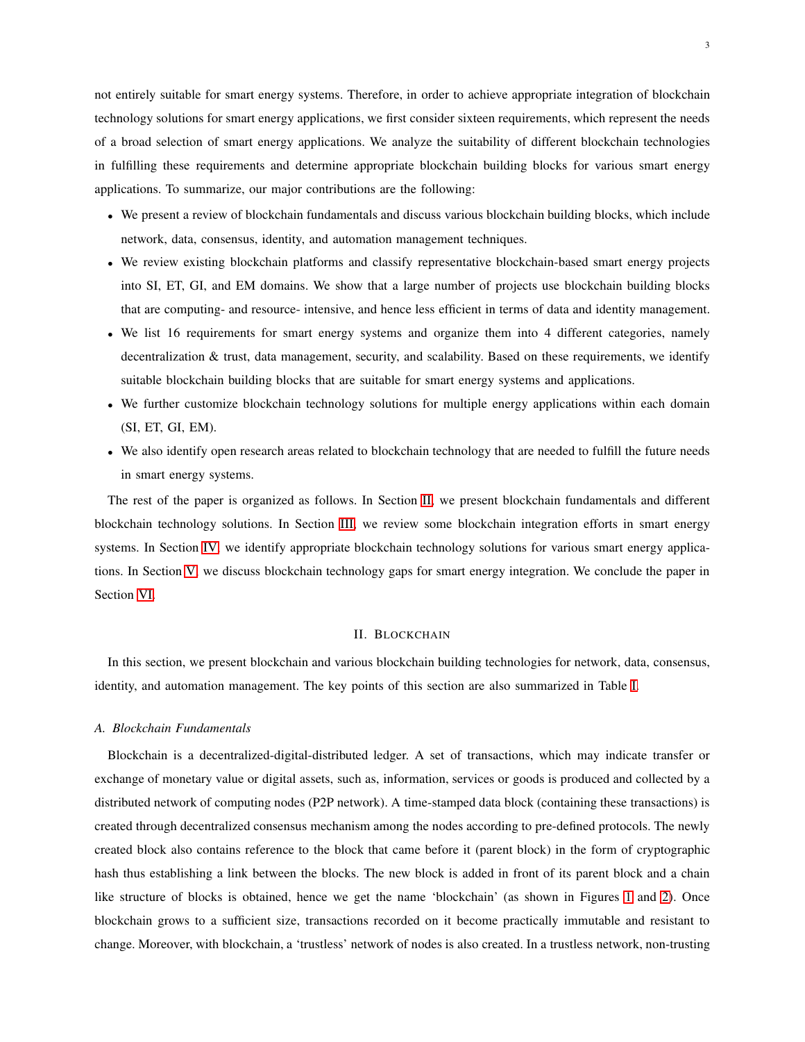not entirely suitable for smart energy systems. Therefore, in order to achieve appropriate integration of blockchain technology solutions for smart energy applications, we first consider sixteen requirements, which represent the needs of a broad selection of smart energy applications. We analyze the suitability of different blockchain technologies in fulfilling these requirements and determine appropriate blockchain building blocks for various smart energy applications. To summarize, our major contributions are the following:

- We present a review of blockchain fundamentals and discuss various blockchain building blocks, which include network, data, consensus, identity, and automation management techniques.
- We review existing blockchain platforms and classify representative blockchain-based smart energy projects into SI, ET, GI, and EM domains. We show that a large number of projects use blockchain building blocks that are computing- and resource- intensive, and hence less efficient in terms of data and identity management.
- We list 16 requirements for smart energy systems and organize them into 4 different categories, namely decentralization & trust, data management, security, and scalability. Based on these requirements, we identify suitable blockchain building blocks that are suitable for smart energy systems and applications.
- We further customize blockchain technology solutions for multiple energy applications within each domain (SI, ET, GI, EM).
- We also identify open research areas related to blockchain technology that are needed to fulfill the future needs in smart energy systems.

The rest of the paper is organized as follows. In Section II, we present blockchain fundamentals and different blockchain technology solutions. In Section III, we review some blockchain integration efforts in smart energy systems. In Section IV, we identify appropriate blockchain technology solutions for various smart energy applications. In Section V, we discuss blockchain technology gaps for smart energy integration. We conclude the paper in Section VI.

## II. Blockchain

In this section, we present blockchain and various blockchain building technologies for network, data, consensus, identity, and automation management. The key points of this section are also summarized in Table I.

### A. Blockchain Fundamentals

Blockchain is a decentralized-digital-distributed ledger. A set of transactions, which may indicate transfer or exchange of monetary value or digital assets, such as, information, services or goods is produced and collected by a distributed network of computing nodes (P2P network). A time-stamped data block (containing these transactions) is created through decentralized consensus mechanism among the nodes according to pre-defined protocols. The newly created block also contains reference to the block that came before it (parent block) in the form of cryptographic hash thus establishing a link between the blocks. The new block is added in front of its parent block and a chain like structure of blocks is obtained, hence we get the name 'blockchain' (as shown in Figures 1 and 2). Once blockchain grows to a sufficient size, transactions recorded on it become practically immutable and resistant to change. Moreover, with blockchain, a 'trustless' network of nodes is also created. In a trustless network, non-trusting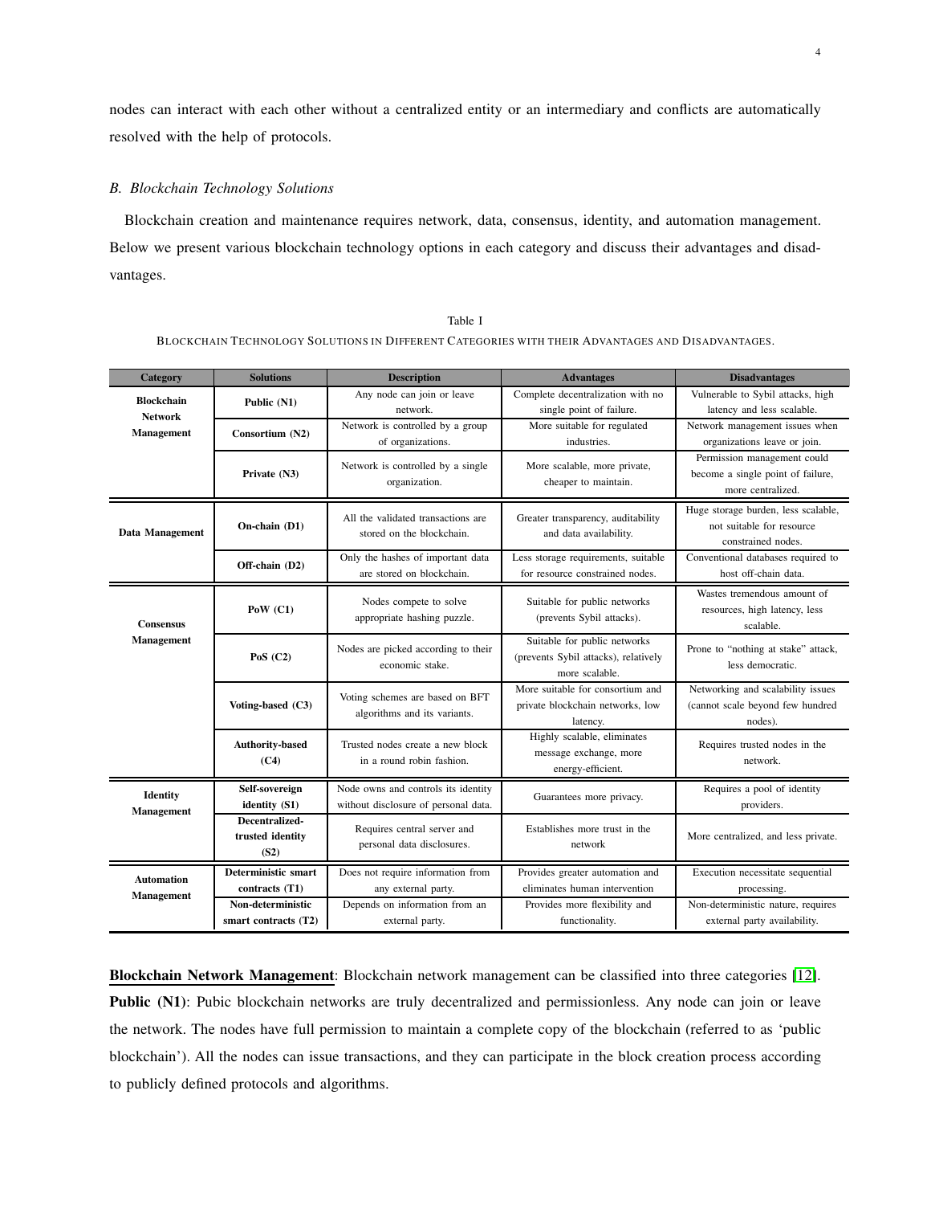nodes can interact with each other without a centralized entity or an intermediary and conflicts are automatically resolved with the help of protocols.

### *B. Blockchain Technology Solutions*

Blockchain creation and maintenance requires network, data, consensus, identity, and automation management. Below we present various blockchain technology options in each category and discuss their advantages and disadvantages.

Table I

BLOCKCHAIN TECHNOLOGY SOLUTIONS IN DIFFERENT CATEGORIES WITH THEIR ADVANTAGES AND DISADVANTAGES.

| Category | Solutions | Description | Advantages | Disadvantages |
|---|---|---|---|---|
| **Blockchain Network Management** | **Public (N1)** | Any node can join or leave network. | Complete decentralization with no single point of failure. | Vulnerable to Sybil attacks, high latency and less scalable. |
| | **Consortium (N2)** | Network is controlled by a group of organizations. | More suitable for regulated industries. | Network management issues when organizations leave or join. |
| | **Private (N3)** | Network is controlled by a single organization. | More scalable, more private, cheaper to maintain. | Permission management could become a single point of failure, more centralized. |
| **Data Management** | **On-chain (D1)** | All the validated transactions are stored on the blockchain. | Greater transparency, auditability and data availability. | Huge storage burden, less scalable, not suitable for resource constrained nodes. |
| | **Off-chain (D2)** | Only the hashes of important data are stored on blockchain. | Less storage requirements, suitable for resource constrained nodes. | Conventional databases required to host off-chain data. |
| **Consensus Management** | **PoW (C1)** | Nodes compete to solve appropriate hashing puzzle. | Suitable for public networks (prevents Sybil attacks). | Wastes tremendous amount of resources, high latency, less scalable. |
| | **PoS (C2)** | Nodes are picked according to their economic stake. | Suitable for public networks (prevents Sybil attacks), relatively more scalable. | Prone to "nothing at stake" attack, less democratic. |
| | **Voting-based (C3)** | Voting schemes are based on BFT algorithms and its variants. | More suitable for consortium and private blockchain networks, low latency. | Networking and scalability issues (cannot scale beyond few hundred nodes). |
| | **Authority-based (C4)** | Trusted nodes create a new block in a round robin fashion. | Highly scalable, eliminates message exchange, more energy-efficient. | Requires trusted nodes in the network. |
| **Identity Management** | **Self-sovereign identity (S1)** | Node owns and controls its identity without disclosure of personal data. | Guarantees more privacy. | Requires a pool of identity providers. |
| | **Decentralized-trusted identity (S2)** | Requires central server and personal data disclosures. | Establishes more trust in the network | More centralized, and less private. |
| **Automation Management** | **Deterministic smart contracts (T1)** | Does not require information from any external party. | Provides greater automation and eliminates human intervention | Execution necessitate sequential processing. |
| | **Non-deterministic smart contracts (T2)** | Depends on information from an external party. | Provides more flexibility and functionality. | Non-deterministic nature, requires external party availability. |

**Blockchain Network Management**: Blockchain network management can be classified into three categories [12]. **Public (N1)**: Pubic blockchain networks are truly decentralized and permissionless. Any node can join or leave the network. The nodes have full permission to maintain a complete copy of the blockchain (referred to as 'public blockchain'). All the nodes can issue transactions, and they can participate in the block creation process according to publicly defined protocols and algorithms.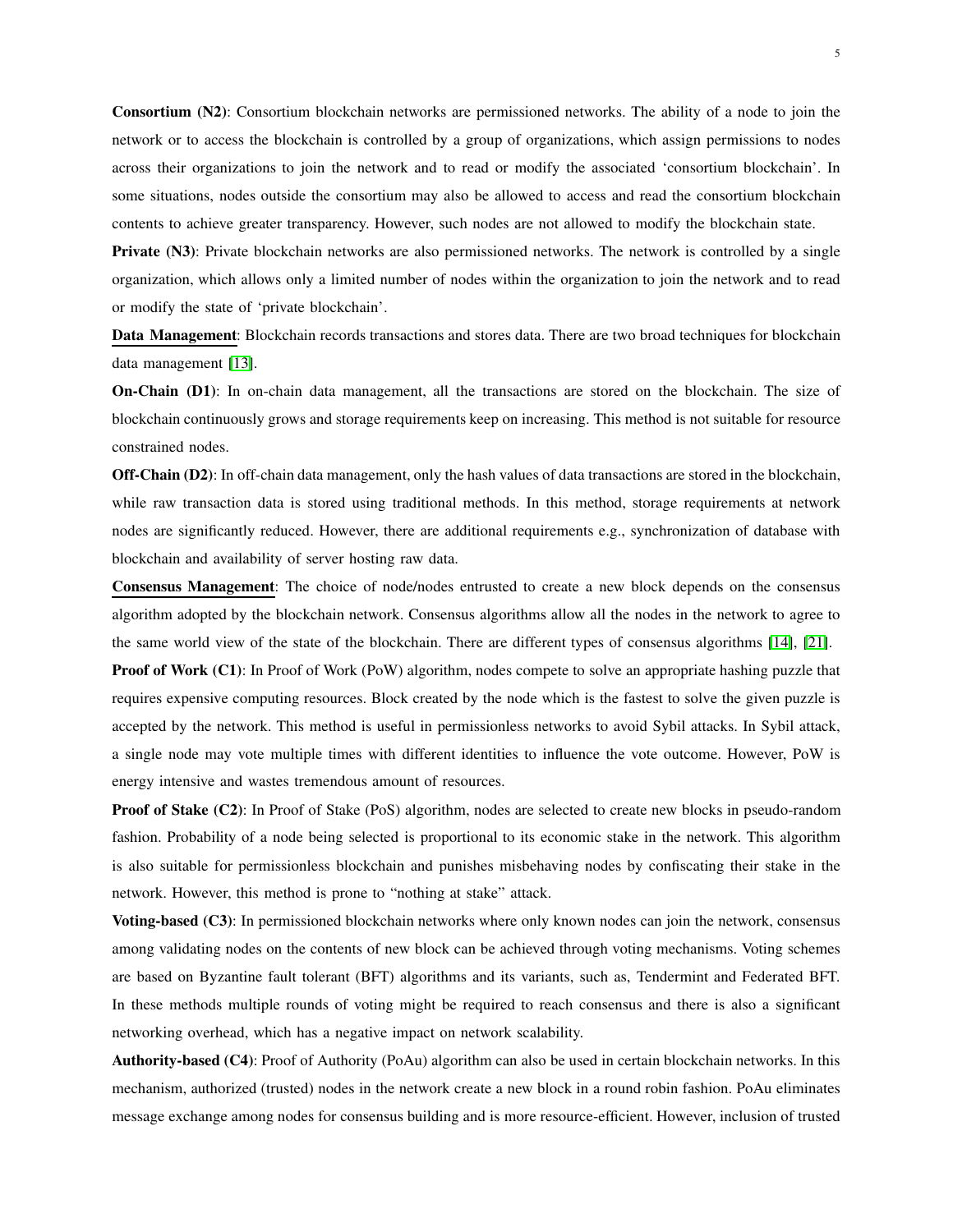**Consortium (N2)**: Consortium blockchain networks are permissioned networks. The ability of a node to join the network or to access the blockchain is controlled by a group of organizations, which assign permissions to nodes across their organizations to join the network and to read or modify the associated 'consortium blockchain'. In some situations, nodes outside the consortium may also be allowed to access and read the consortium blockchain contents to achieve greater transparency. However, such nodes are not allowed to modify the blockchain state.

**Private (N3)**: Private blockchain networks are also permissioned networks. The network is controlled by a single organization, which allows only a limited number of nodes within the organization to join the network and to read or modify the state of 'private blockchain'.

**Data Management**: Blockchain records transactions and stores data. There are two broad techniques for blockchain data management [13].

**On-Chain (D1)**: In on-chain data management, all the transactions are stored on the blockchain. The size of blockchain continuously grows and storage requirements keep on increasing. This method is not suitable for resource constrained nodes.

**Off-Chain (D2)**: In off-chain data management, only the hash values of data transactions are stored in the blockchain, while raw transaction data is stored using traditional methods. In this method, storage requirements at network nodes are significantly reduced. However, there are additional requirements e.g., synchronization of database with blockchain and availability of server hosting raw data.

**Consensus Management**: The choice of node/nodes entrusted to create a new block depends on the consensus algorithm adopted by the blockchain network. Consensus algorithms allow all the nodes in the network to agree to the same world view of the state of the blockchain. There are different types of consensus algorithms [14], [21].

**Proof of Work (C1)**: In Proof of Work (PoW) algorithm, nodes compete to solve an appropriate hashing puzzle that requires expensive computing resources. Block created by the node which is the fastest to solve the given puzzle is accepted by the network. This method is useful in permissionless networks to avoid Sybil attacks. In Sybil attack, a single node may vote multiple times with different identities to influence the vote outcome. However, PoW is energy intensive and wastes tremendous amount of resources.

**Proof of Stake (C2)**: In Proof of Stake (PoS) algorithm, nodes are selected to create new blocks in pseudo-random fashion. Probability of a node being selected is proportional to its economic stake in the network. This algorithm is also suitable for permissionless blockchain and punishes misbehaving nodes by confiscating their stake in the network. However, this method is prone to "nothing at stake" attack.

**Voting-based (C3)**: In permissioned blockchain networks where only known nodes can join the network, consensus among validating nodes on the contents of new block can be achieved through voting mechanisms. Voting schemes are based on Byzantine fault tolerant (BFT) algorithms and its variants, such as, Tendermint and Federated BFT. In these methods multiple rounds of voting might be required to reach consensus and there is also a significant networking overhead, which has a negative impact on network scalability.

**Authority-based (C4)**: Proof of Authority (PoAu) algorithm can also be used in certain blockchain networks. In this mechanism, authorized (trusted) nodes in the network create a new block in a round robin fashion. PoAu eliminates message exchange among nodes for consensus building and is more resource-efficient. However, inclusion of trusted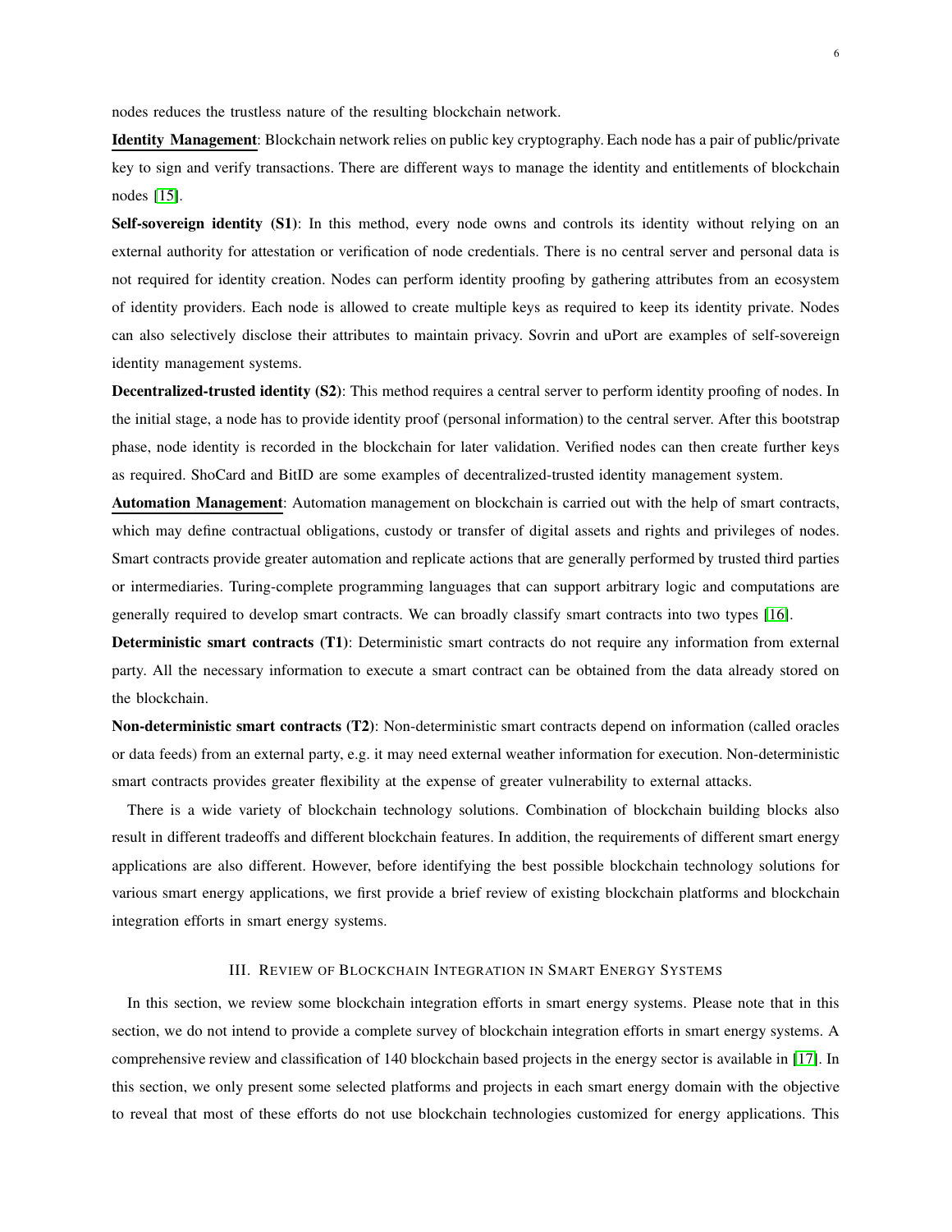nodes reduces the trustless nature of the resulting blockchain network.

**Identity Management**: Blockchain network relies on public key cryptography. Each node has a pair of public/private key to sign and verify transactions. There are different ways to manage the identity and entitlements of blockchain nodes [15].

**Self-sovereign identity (S1)**: In this method, every node owns and controls its identity without relying on an external authority for attestation or verification of node credentials. There is no central server and personal data is not required for identity creation. Nodes can perform identity proofing by gathering attributes from an ecosystem of identity providers. Each node is allowed to create multiple keys as required to keep its identity private. Nodes can also selectively disclose their attributes to maintain privacy. Sovrin and uPort are examples of self-sovereign identity management systems.

**Decentralized-trusted identity (S2)**: This method requires a central server to perform identity proofing of nodes. In the initial stage, a node has to provide identity proof (personal information) to the central server. After this bootstrap phase, node identity is recorded in the blockchain for later validation. Verified nodes can then create further keys as required. ShoCard and BitID are some examples of decentralized-trusted identity management system.

**Automation Management**: Automation management on blockchain is carried out with the help of smart contracts, which may define contractual obligations, custody or transfer of digital assets and rights and privileges of nodes. Smart contracts provide greater automation and replicate actions that are generally performed by trusted third parties or intermediaries. Turing-complete programming languages that can support arbitrary logic and computations are generally required to develop smart contracts. We can broadly classify smart contracts into two types [16].

**Deterministic smart contracts (T1)**: Deterministic smart contracts do not require any information from external party. All the necessary information to execute a smart contract can be obtained from the data already stored on the blockchain.

**Non-deterministic smart contracts (T2)**: Non-deterministic smart contracts depend on information (called oracles or data feeds) from an external party, e.g. it may need external weather information for execution. Non-deterministic smart contracts provides greater flexibility at the expense of greater vulnerability to external attacks.

There is a wide variety of blockchain technology solutions. Combination of blockchain building blocks also result in different tradeoffs and different blockchain features. In addition, the requirements of different smart energy applications are also different. However, before identifying the best possible blockchain technology solutions for various smart energy applications, we first provide a brief review of existing blockchain platforms and blockchain integration efforts in smart energy systems.

## III. Review of Blockchain Integration in Smart Energy Systems

In this section, we review some blockchain integration efforts in smart energy systems. Please note that in this section, we do not intend to provide a complete survey of blockchain integration efforts in smart energy systems. A comprehensive review and classification of 140 blockchain based projects in the energy sector is available in [17]. In this section, we only present some selected platforms and projects in each smart energy domain with the objective to reveal that most of these efforts do not use blockchain technologies customized for energy applications. This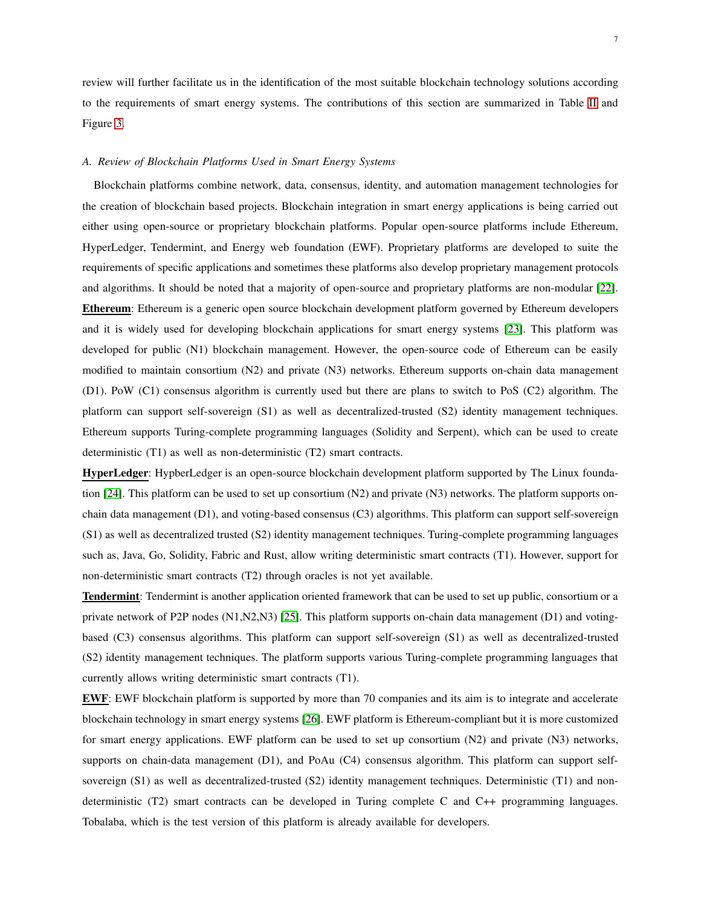review will further facilitate us in the identification of the most suitable blockchain technology solutions according to the requirements of smart energy systems. The contributions of this section are summarized in Table II and Figure 3.

### *A. Review of Blockchain Platforms Used in Smart Energy Systems*

Blockchain platforms combine network, data, consensus, identity, and automation management technologies for the creation of blockchain based projects. Blockchain integration in smart energy applications is being carried out either using open-source or proprietary blockchain platforms. Popular open-source platforms include Ethereum, HyperLedger, Tendermint, and Energy web foundation (EWF). Proprietary platforms are developed to suite the requirements of specific applications and sometimes these platforms also develop proprietary management protocols and algorithms. It should be noted that a majority of open-source and proprietary platforms are non-modular [22].

**Ethereum**: Ethereum is a generic open source blockchain development platform governed by Ethereum developers and it is widely used for developing blockchain applications for smart energy systems [23]. This platform was developed for public (N1) blockchain management. However, the open-source code of Ethereum can be easily modified to maintain consortium (N2) and private (N3) networks. Ethereum supports on-chain data management (D1). PoW (C1) consensus algorithm is currently used but there are plans to switch to PoS (C2) algorithm. The platform can support self-sovereign (S1) as well as decentralized-trusted (S2) identity management techniques. Ethereum supports Turing-complete programming languages (Solidity and Serpent), which can be used to create deterministic (T1) as well as non-deterministic (T2) smart contracts.

**HyperLedger**: HypberLedger is an open-source blockchain development platform supported by The Linux foundation [24]. This platform can be used to set up consortium (N2) and private (N3) networks. The platform supports on-chain data management (D1), and voting-based consensus (C3) algorithms. This platform can support self-sovereign (S1) as well as decentralized trusted (S2) identity management techniques. Turing-complete programming languages such as, Java, Go, Solidity, Fabric and Rust, allow writing deterministic smart contracts (T1). However, support for non-deterministic smart contracts (T2) through oracles is not yet available.

**Tendermint**: Tendermint is another application oriented framework that can be used to set up public, consortium or a private network of P2P nodes (N1,N2,N3) [25]. This platform supports on-chain data management (D1) and voting-based (C3) consensus algorithms. This platform can support self-sovereign (S1) as well as decentralized-trusted (S2) identity management techniques. The platform supports various Turing-complete programming languages that currently allows writing deterministic smart contracts (T1).

**EWF**: EWF blockchain platform is supported by more than 70 companies and its aim is to integrate and accelerate blockchain technology in smart energy systems [26]. EWF platform is Ethereum-compliant but it is more customized for smart energy applications. EWF platform can be used to set up consortium (N2) and private (N3) networks, supports on chain-data management (D1), and PoAu (C4) consensus algorithm. This platform can support self-sovereign (S1) as well as decentralized-trusted (S2) identity management techniques. Deterministic (T1) and non-deterministic (T2) smart contracts can be developed in Turing complete C and C++ programming languages. Tobalaba, which is the test version of this platform is already available for developers.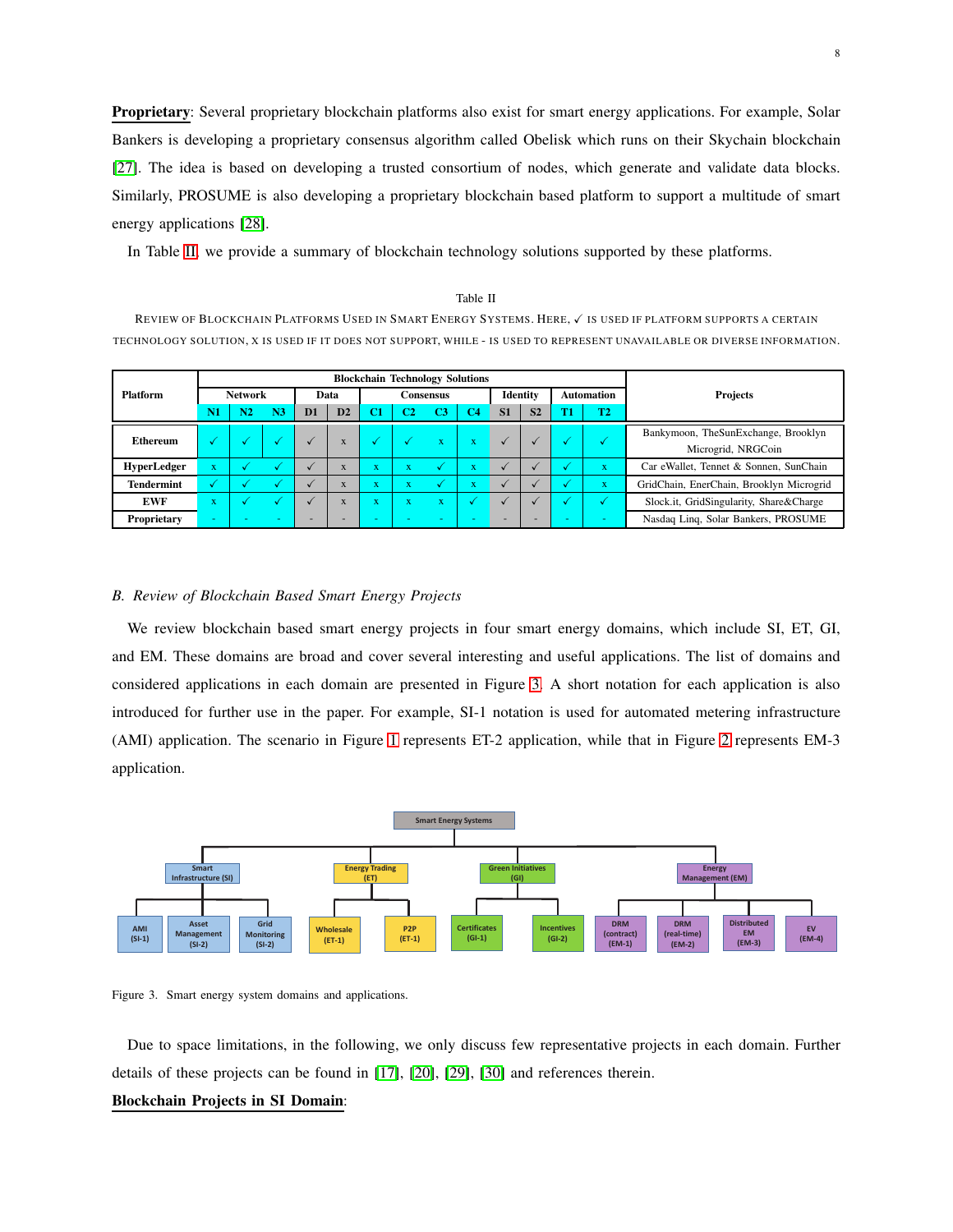**Proprietary**: Several proprietary blockchain platforms also exist for smart energy applications. For example, Solar Bankers is developing a proprietary consensus algorithm called Obelisk which runs on their Skychain blockchain [27]. The idea is based on developing a trusted consortium of nodes, which generate and validate data blocks. Similarly, PROSUME is also developing a proprietary blockchain based platform to support a multitude of smart energy applications [28].

In Table II, we provide a summary of blockchain technology solutions supported by these platforms.

Table II

REVIEW OF BLOCKCHAIN PLATFORMS USED IN SMART ENERGY SYSTEMS. HERE, ✓ IS USED IF PLATFORM SUPPORTS A CERTAIN TECHNOLOGY SOLUTION, X IS USED IF IT DOES NOT SUPPORT, WHILE - IS USED TO REPRESENT UNAVAILABLE OR DIVERSE INFORMATION.

| Platform | Blockchain Technology Solutions | | | | | | | | | | | | | Projects |
|---|---|---|---|---|---|---|---|---|---|---|---|---|---|---|
| | Network | | | Data | | Consensus | | | | Identity | | Automation | | |
| | N1 | N2 | N3 | D1 | D2 | C1 | C2 | C3 | C4 | S1 | S2 | T1 | T2 | |
| **Ethereum** | ✓ | ✓ | ✓ | ✓ | x | ✓ | ✓ | x | x | ✓ | ✓ | ✓ | ✓ | Bankymoon, TheSunExchange, Brooklyn Microgrid, NRGCoin |
| **HyperLedger** | x | ✓ | ✓ | ✓ | x | x | x | ✓ | x | ✓ | ✓ | ✓ | x | Car eWallet, Tennet & Sonnen, SunChain |
| **Tendermint** | ✓ | ✓ | ✓ | ✓ | x | x | x | ✓ | x | ✓ | ✓ | ✓ | x | GridChain, EnerChain, Brooklyn Microgrid |
| **EWF** | x | ✓ | ✓ | ✓ | x | x | x | x | ✓ | ✓ | ✓ | ✓ | ✓ | Slock.it, GridSingularity, Share&Charge |
| **Proprietary** | - | - | - | - | - | - | - | - | - | - | - | - | - | Nasdaq Linq, Solar Bankers, PROSUME |

### B. Review of Blockchain Based Smart Energy Projects

We review blockchain based smart energy projects in four smart energy domains, which include SI, ET, GI, and EM. These domains are broad and cover several interesting and useful applications. The list of domains and considered applications in each domain are presented in Figure 3. A short notation for each application is also introduced for further use in the paper. For example, SI-1 notation is used for automated metering infrastructure (AMI) application. The scenario in Figure 1 represents ET-2 application, while that in Figure 2 represents EM-3 application.

Smart Energy Systems

- Smart Infrastructure (SI)
  - AMI (SI-1)
  - Asset Management (SI-2)
  - Grid Monitoring (SI-2)
- Energy Trading (ET)
  - Wholesale (ET-1)
  - P2P (ET-1)
- Green Initiatives (GI)
  - Certificates (GI-1)
  - Incentives (GI-2)
- Energy Management (EM)
  - DRM (contract) (EM-1)
  - DRM (real-time) (EM-2)
  - Distributed EM (EM-3)
  - EV (EM-4)

Figure 3. Smart energy system domains and applications.

Due to space limitations, in the following, we only discuss few representative projects in each domain. Further details of these projects can be found in [17], [20], [29], [30] and references therein.

**Blockchain Projects in SI Domain**: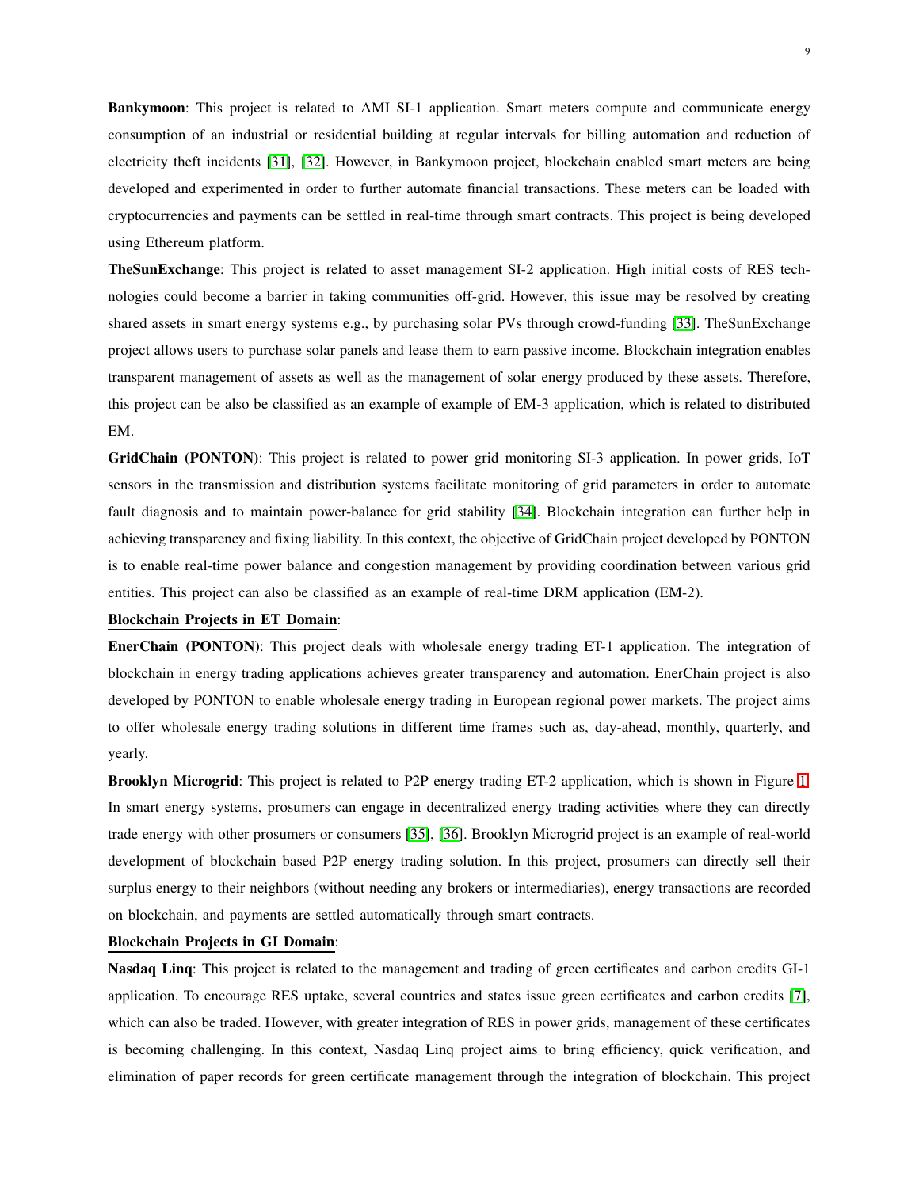**Bankymoon**: This project is related to AMI SI-1 application. Smart meters compute and communicate energy consumption of an industrial or residential building at regular intervals for billing automation and reduction of electricity theft incidents [31], [32]. However, in Bankymoon project, blockchain enabled smart meters are being developed and experimented in order to further automate financial transactions. These meters can be loaded with cryptocurrencies and payments can be settled in real-time through smart contracts. This project is being developed using Ethereum platform.

**TheSunExchange**: This project is related to asset management SI-2 application. High initial costs of RES technologies could become a barrier in taking communities off-grid. However, this issue may be resolved by creating shared assets in smart energy systems e.g., by purchasing solar PVs through crowd-funding [33]. TheSunExchange project allows users to purchase solar panels and lease them to earn passive income. Blockchain integration enables transparent management of assets as well as the management of solar energy produced by these assets. Therefore, this project can be also be classified as an example of example of EM-3 application, which is related to distributed EM.

**GridChain (PONTON)**: This project is related to power grid monitoring SI-3 application. In power grids, IoT sensors in the transmission and distribution systems facilitate monitoring of grid parameters in order to automate fault diagnosis and to maintain power-balance for grid stability [34]. Blockchain integration can further help in achieving transparency and fixing liability. In this context, the objective of GridChain project developed by PONTON is to enable real-time power balance and congestion management by providing coordination between various grid entities. This project can also be classified as an example of real-time DRM application (EM-2).

**Blockchain Projects in ET Domain**:

**EnerChain (PONTON)**: This project deals with wholesale energy trading ET-1 application. The integration of blockchain in energy trading applications achieves greater transparency and automation. EnerChain project is also developed by PONTON to enable wholesale energy trading in European regional power markets. The project aims to offer wholesale energy trading solutions in different time frames such as, day-ahead, monthly, quarterly, and yearly.

**Brooklyn Microgrid**: This project is related to P2P energy trading ET-2 application, which is shown in Figure 1. In smart energy systems, prosumers can engage in decentralized energy trading activities where they can directly trade energy with other prosumers or consumers [35], [36]. Brooklyn Microgrid project is an example of real-world development of blockchain based P2P energy trading solution. In this project, prosumers can directly sell their surplus energy to their neighbors (without needing any brokers or intermediaries), energy transactions are recorded on blockchain, and payments are settled automatically through smart contracts.

**Blockchain Projects in GI Domain**:

**Nasdaq Linq**: This project is related to the management and trading of green certificates and carbon credits GI-1 application. To encourage RES uptake, several countries and states issue green certificates and carbon credits [7], which can also be traded. However, with greater integration of RES in power grids, management of these certificates is becoming challenging. In this context, Nasdaq Linq project aims to bring efficiency, quick verification, and elimination of paper records for green certificate management through the integration of blockchain. This project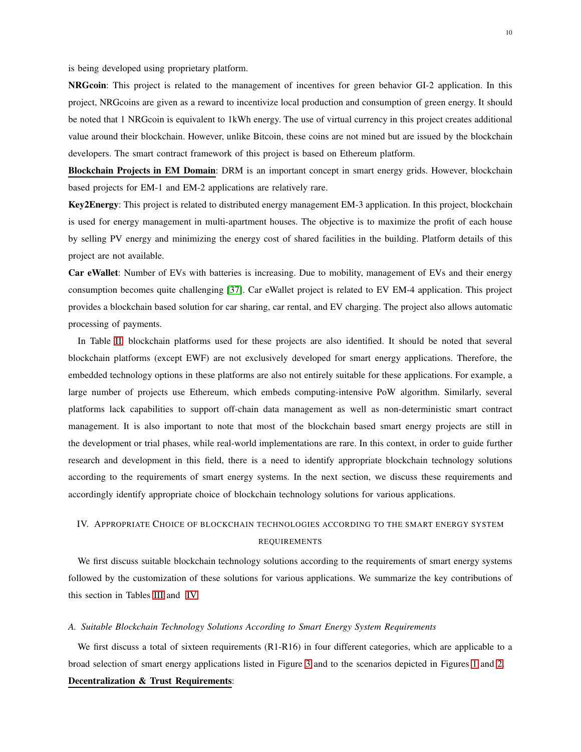is being developed using proprietary platform.

**NRGcoin**: This project is related to the management of incentives for green behavior GI-2 application. In this project, NRGcoins are given as a reward to incentivize local production and consumption of green energy. It should be noted that 1 NRGcoin is equivalent to 1kWh energy. The use of virtual currency in this project creates additional value around their blockchain. However, unlike Bitcoin, these coins are not mined but are issued by the blockchain developers. The smart contract framework of this project is based on Ethereum platform.

**Blockchain Projects in EM Domain**: DRM is an important concept in smart energy grids. However, blockchain based projects for EM-1 and EM-2 applications are relatively rare.

**Key2Energy**: This project is related to distributed energy management EM-3 application. In this project, blockchain is used for energy management in multi-apartment houses. The objective is to maximize the profit of each house by selling PV energy and minimizing the energy cost of shared facilities in the building. Platform details of this project are not available.

**Car eWallet**: Number of EVs with batteries is increasing. Due to mobility, management of EVs and their energy consumption becomes quite challenging [37]. Car eWallet project is related to EV EM-4 application. This project provides a blockchain based solution for car sharing, car rental, and EV charging. The project also allows automatic processing of payments.

In Table II, blockchain platforms used for these projects are also identified. It should be noted that several blockchain platforms (except EWF) are not exclusively developed for smart energy applications. Therefore, the embedded technology options in these platforms are also not entirely suitable for these applications. For example, a large number of projects use Ethereum, which embeds computing-intensive PoW algorithm. Similarly, several platforms lack capabilities to support off-chain data management as well as non-deterministic smart contract management. It is also important to note that most of the blockchain based smart energy projects are still in the development or trial phases, while real-world implementations are rare. In this context, in order to guide further research and development in this field, there is a need to identify appropriate blockchain technology solutions according to the requirements of smart energy systems. In the next section, we discuss these requirements and accordingly identify appropriate choice of blockchain technology solutions for various applications.

## IV. Appropriate Choice of Blockchain Technologies According to the Smart Energy System Requirements

We first discuss suitable blockchain technology solutions according to the requirements of smart energy systems followed by the customization of these solutions for various applications. We summarize the key contributions of this section in Tables III and IV.

### A. Suitable Blockchain Technology Solutions According to Smart Energy System Requirements

We first discuss a total of sixteen requirements (R1-R16) in four different categories, which are applicable to a broad selection of smart energy applications listed in Figure 3 and to the scenarios depicted in Figures 1 and 2.

**Decentralization & Trust Requirements**: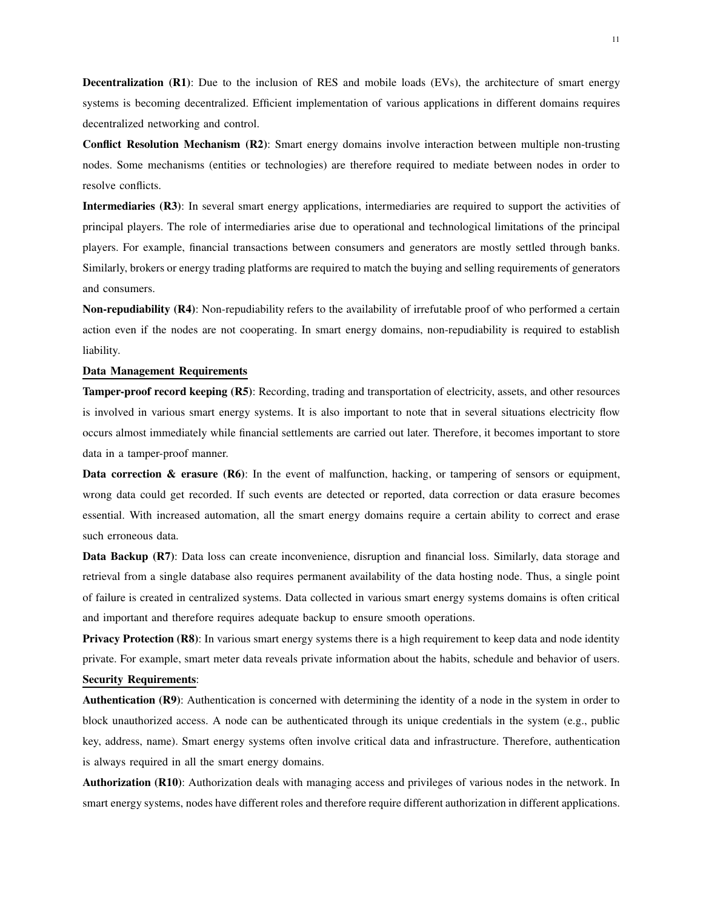**Decentralization (R1)**: Due to the inclusion of RES and mobile loads (EVs), the architecture of smart energy systems is becoming decentralized. Efficient implementation of various applications in different domains requires decentralized networking and control.

**Conflict Resolution Mechanism (R2)**: Smart energy domains involve interaction between multiple non-trusting nodes. Some mechanisms (entities or technologies) are therefore required to mediate between nodes in order to resolve conflicts.

**Intermediaries (R3)**: In several smart energy applications, intermediaries are required to support the activities of principal players. The role of intermediaries arise due to operational and technological limitations of the principal players. For example, financial transactions between consumers and generators are mostly settled through banks. Similarly, brokers or energy trading platforms are required to match the buying and selling requirements of generators and consumers.

**Non-repudiability (R4)**: Non-repudiability refers to the availability of irrefutable proof of who performed a certain action even if the nodes are not cooperating. In smart energy domains, non-repudiability is required to establish liability.

**Data Management Requirements**

**Tamper-proof record keeping (R5)**: Recording, trading and transportation of electricity, assets, and other resources is involved in various smart energy systems. It is also important to note that in several situations electricity flow occurs almost immediately while financial settlements are carried out later. Therefore, it becomes important to store data in a tamper-proof manner.

**Data correction & erasure (R6)**: In the event of malfunction, hacking, or tampering of sensors or equipment, wrong data could get recorded. If such events are detected or reported, data correction or data erasure becomes essential. With increased automation, all the smart energy domains require a certain ability to correct and erase such erroneous data.

**Data Backup (R7)**: Data loss can create inconvenience, disruption and financial loss. Similarly, data storage and retrieval from a single database also requires permanent availability of the data hosting node. Thus, a single point of failure is created in centralized systems. Data collected in various smart energy systems domains is often critical and important and therefore requires adequate backup to ensure smooth operations.

**Privacy Protection (R8)**: In various smart energy systems there is a high requirement to keep data and node identity private. For example, smart meter data reveals private information about the habits, schedule and behavior of users.

**Security Requirements**:

**Authentication (R9)**: Authentication is concerned with determining the identity of a node in the system in order to block unauthorized access. A node can be authenticated through its unique credentials in the system (e.g., public key, address, name). Smart energy systems often involve critical data and infrastructure. Therefore, authentication is always required in all the smart energy domains.

**Authorization (R10)**: Authorization deals with managing access and privileges of various nodes in the network. In smart energy systems, nodes have different roles and therefore require different authorization in different applications.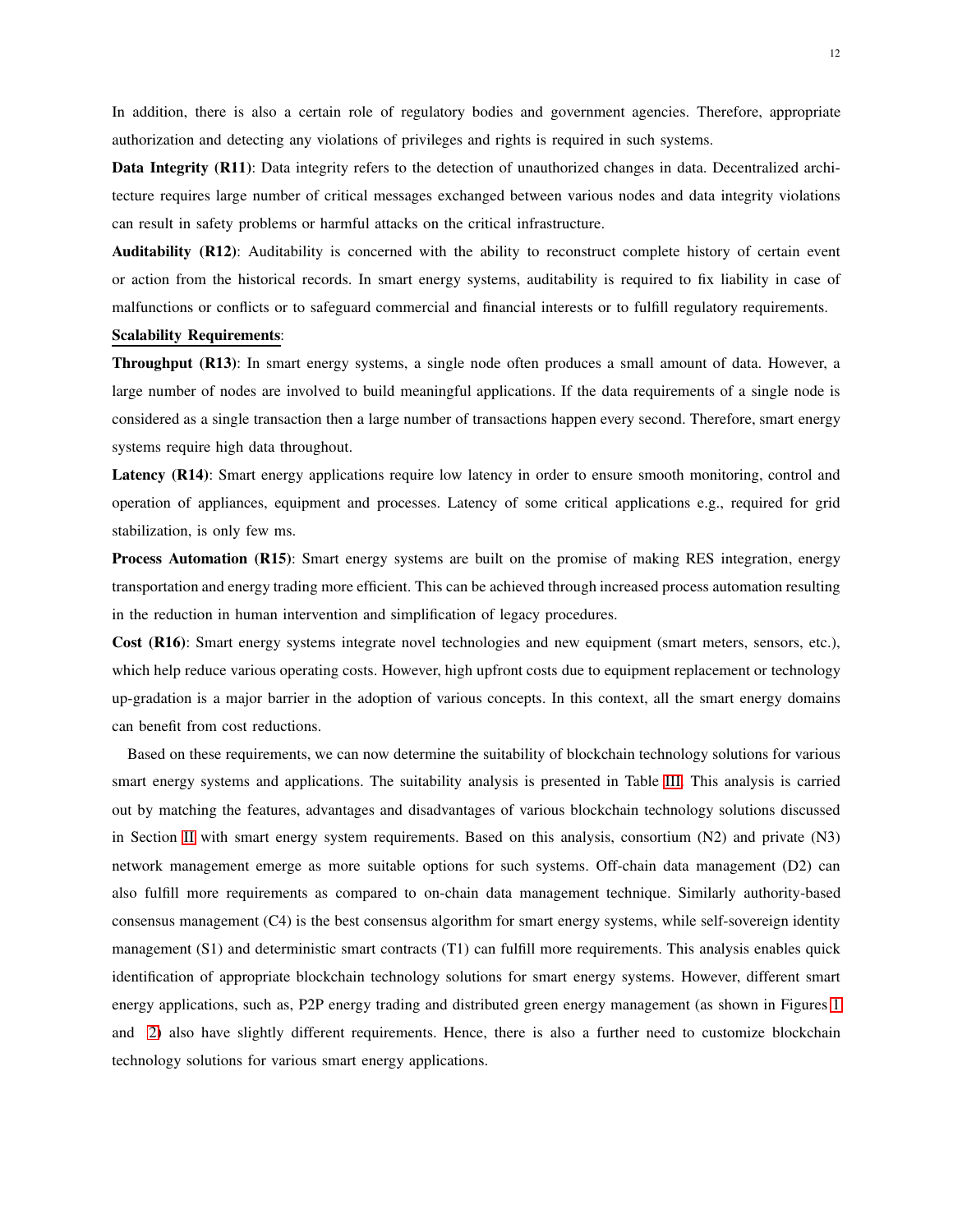In addition, there is also a certain role of regulatory bodies and government agencies. Therefore, appropriate authorization and detecting any violations of privileges and rights is required in such systems.

**Data Integrity (R11)**: Data integrity refers to the detection of unauthorized changes in data. Decentralized architecture requires large number of critical messages exchanged between various nodes and data integrity violations can result in safety problems or harmful attacks on the critical infrastructure.

**Auditability (R12)**: Auditability is concerned with the ability to reconstruct complete history of certain event or action from the historical records. In smart energy systems, auditability is required to fix liability in case of malfunctions or conflicts or to safeguard commercial and financial interests or to fulfill regulatory requirements.

**Scalability Requirements**:

**Throughput (R13)**: In smart energy systems, a single node often produces a small amount of data. However, a large number of nodes are involved to build meaningful applications. If the data requirements of a single node is considered as a single transaction then a large number of transactions happen every second. Therefore, smart energy systems require high data throughout.

**Latency (R14)**: Smart energy applications require low latency in order to ensure smooth monitoring, control and operation of appliances, equipment and processes. Latency of some critical applications e.g., required for grid stabilization, is only few ms.

**Process Automation (R15)**: Smart energy systems are built on the promise of making RES integration, energy transportation and energy trading more efficient. This can be achieved through increased process automation resulting in the reduction in human intervention and simplification of legacy procedures.

**Cost (R16)**: Smart energy systems integrate novel technologies and new equipment (smart meters, sensors, etc.), which help reduce various operating costs. However, high upfront costs due to equipment replacement or technology up-gradation is a major barrier in the adoption of various concepts. In this context, all the smart energy domains can benefit from cost reductions.

Based on these requirements, we can now determine the suitability of blockchain technology solutions for various smart energy systems and applications. The suitability analysis is presented in Table III. This analysis is carried out by matching the features, advantages and disadvantages of various blockchain technology solutions discussed in Section II with smart energy system requirements. Based on this analysis, consortium (N2) and private (N3) network management emerge as more suitable options for such systems. Off-chain data management (D2) can also fulfill more requirements as compared to on-chain data management technique. Similarly authority-based consensus management (C4) is the best consensus algorithm for smart energy systems, while self-sovereign identity management (S1) and deterministic smart contracts (T1) can fulfill more requirements. This analysis enables quick identification of appropriate blockchain technology solutions for smart energy systems. However, different smart energy applications, such as, P2P energy trading and distributed green energy management (as shown in Figures 1 and 2) also have slightly different requirements. Hence, there is also a further need to customize blockchain technology solutions for various smart energy applications.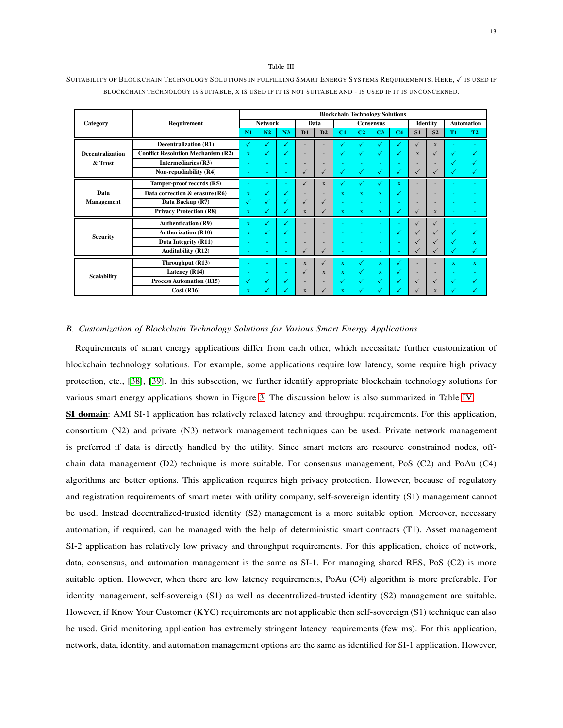Table III

SUITABILITY OF BLOCKCHAIN TECHNOLOGY SOLUTIONS IN FULFILLING SMART ENERGY SYSTEMS REQUIREMENTS. HERE, ✓ IS USED IF BLOCKCHAIN TECHNOLOGY IS SUITABLE, X IS USED IF IT IS NOT SUITABLE AND - IS USED IF IT IS UNCONCERNED.

| Category | Requirement | Blockchain Technology Solutions | | | | | | | | | | | | |
|---|---|---|---|---|---|---|---|---|---|---|---|---|---|---|
| | | Network | | | Data | | Consensus | | | | Identity | | Automation | |
| | | N1 | N2 | N3 | D1 | D2 | C1 | C2 | C3 | C4 | S1 | S2 | T1 | T2 |
| Decentralization & Trust | Decentralization (R1) | ✓ | ✓ | ✓ | - | - | ✓ | ✓ | ✓ | ✓ | ✓ | x | - | - |
| | Conflict Resolution Mechanism (R2) | x | ✓ | ✓ | - | - | ✓ | ✓ | ✓ | ✓ | x | ✓ | ✓ | ✓ |
| | Intermediaries (R3) | - | - | - | - | - | - | - | - | - | - | - | ✓ | ✓ |
| | Non-repudiability (R4) | - | - | - | ✓ | ✓ | ✓ | ✓ | ✓ | ✓ | ✓ | ✓ | ✓ | ✓ |
| Data Management | Tamper-proof records (R5) | - | - | - | ✓ | x | ✓ | ✓ | ✓ | x | - | - | - | - |
| | Data correction & erasure (R6) | x | ✓ | ✓ | - | - | x | x | x | ✓ | - | - | - | - |
| | Data Backup (R7) | ✓ | ✓ | ✓ | ✓ | ✓ | - | - | - | - | - | - | - | - |
| | Privacy Protection (R8) | x | ✓ | ✓ | x | ✓ | x | x | x | ✓ | ✓ | x | - | - |
| Security | Authentication (R9) | x | ✓ | ✓ | - | - | - | - | - | - | ✓ | ✓ | - | - |
| | Authorization (R10) | x | ✓ | ✓ | - | - | - | - | - | ✓ | ✓ | ✓ | ✓ | ✓ |
| | Data Integrity (R11) | - | - | - | - | - | - | - | - | - | ✓ | ✓ | ✓ | x |
| | Auditability (R12) | - | - | - | ✓ | ✓ | - | - | - | - | ✓ | ✓ | ✓ | ✓ |
| Scalability | Throughput (R13) | - | - | - | x | ✓ | x | ✓ | x | ✓ | - | - | x | x |
| | Latency (R14) | - | - | - | ✓ | x | x | ✓ | x | ✓ | - | - | - | - |
| | Process Automation (R15) | ✓ | ✓ | ✓ | - | - | ✓ | ✓ | ✓ | ✓ | ✓ | ✓ | ✓ | ✓ |
| | Cost (R16) | x | ✓ | ✓ | x | ✓ | x | ✓ | ✓ | ✓ | ✓ | x | ✓ | ✓ |

### B. Customization of Blockchain Technology Solutions for Various Smart Energy Applications

Requirements of smart energy applications differ from each other, which necessitate further customization of blockchain technology solutions. For example, some applications require low latency, some require high privacy protection, etc., [38], [39]. In this subsection, we further identify appropriate blockchain technology solutions for various smart energy applications shown in Figure 3. The discussion below is also summarized in Table IV.

**SI domain**: AMI SI-1 application has relatively relaxed latency and throughput requirements. For this application, consortium (N2) and private (N3) network management techniques can be used. Private network management is preferred if data is directly handled by the utility. Since smart meters are resource constrained nodes, off-chain data management (D2) technique is more suitable. For consensus management, PoS (C2) and PoAu (C4) algorithms are better options. This application requires high privacy protection. However, because of regulatory and registration requirements of smart meter with utility company, self-sovereign identity (S1) management cannot be used. Instead decentralized-trusted identity (S2) management is a more suitable option. Moreover, necessary automation, if required, can be managed with the help of deterministic smart contracts (T1). Asset management SI-2 application has relatively low privacy and throughput requirements. For this application, choice of network, data, consensus, and automation management is the same as SI-1. For managing shared RES, PoS (C2) is more suitable option. However, when there are low latency requirements, PoAu (C4) algorithm is more preferable. For identity management, self-sovereign (S1) as well as decentralized-trusted identity (S2) management are suitable. However, if Know Your Customer (KYC) requirements are not applicable then self-sovereign (S1) technique can also be used. Grid monitoring application has extremely stringent latency requirements (few ms). For this application, network, data, identity, and automation management options are the same as identified for SI-1 application. However,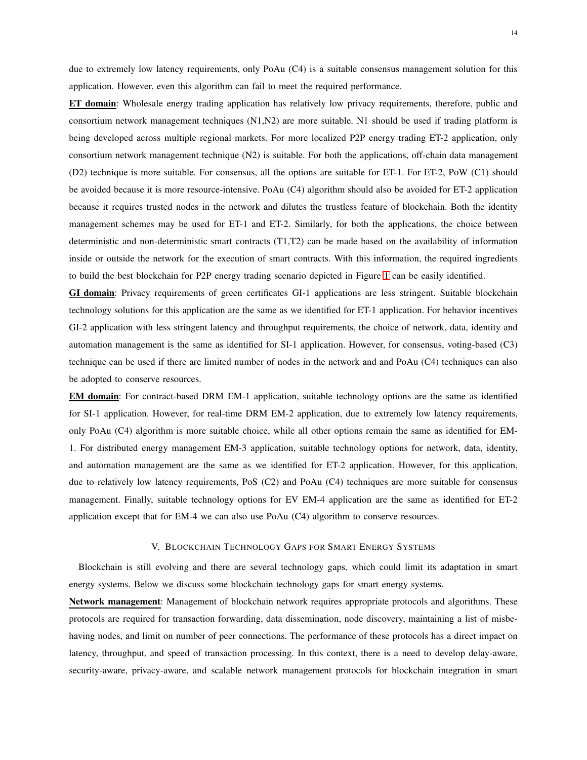due to extremely low latency requirements, only PoAu (C4) is a suitable consensus management solution for this application. However, even this algorithm can fail to meet the required performance.

**ET domain**: Wholesale energy trading application has relatively low privacy requirements, therefore, public and consortium network management techniques (N1,N2) are more suitable. N1 should be used if trading platform is being developed across multiple regional markets. For more localized P2P energy trading ET-2 application, only consortium network management technique (N2) is suitable. For both the applications, off-chain data management (D2) technique is more suitable. For consensus, all the options are suitable for ET-1. For ET-2, PoW (C1) should be avoided because it is more resource-intensive. PoAu (C4) algorithm should also be avoided for ET-2 application because it requires trusted nodes in the network and dilutes the trustless feature of blockchain. Both the identity management schemes may be used for ET-1 and ET-2. Similarly, for both the applications, the choice between deterministic and non-deterministic smart contracts (T1,T2) can be made based on the availability of information inside or outside the network for the execution of smart contracts. With this information, the required ingredients to build the best blockchain for P2P energy trading scenario depicted in Figure 1 can be easily identified.

**GI domain**: Privacy requirements of green certificates GI-1 applications are less stringent. Suitable blockchain technology solutions for this application are the same as we identified for ET-1 application. For behavior incentives GI-2 application with less stringent latency and throughput requirements, the choice of network, data, identity and automation management is the same as identified for SI-1 application. However, for consensus, voting-based (C3) technique can be used if there are limited number of nodes in the network and and PoAu (C4) techniques can also be adopted to conserve resources.

**EM domain**: For contract-based DRM EM-1 application, suitable technology options are the same as identified for SI-1 application. However, for real-time DRM EM-2 application, due to extremely low latency requirements, only PoAu (C4) algorithm is more suitable choice, while all other options remain the same as identified for EM-1. For distributed energy management EM-3 application, suitable technology options for network, data, identity, and automation management are the same as we identified for ET-2 application. However, for this application, due to relatively low latency requirements, PoS (C2) and PoAu (C4) techniques are more suitable for consensus management. Finally, suitable technology options for EV EM-4 application are the same as identified for ET-2 application except that for EM-4 we can also use PoAu (C4) algorithm to conserve resources.

## V. Blockchain Technology Gaps for Smart Energy Systems

Blockchain is still evolving and there are several technology gaps, which could limit its adaptation in smart energy systems. Below we discuss some blockchain technology gaps for smart energy systems.

**Network management**: Management of blockchain network requires appropriate protocols and algorithms. These protocols are required for transaction forwarding, data dissemination, node discovery, maintaining a list of misbehaving nodes, and limit on number of peer connections. The performance of these protocols has a direct impact on latency, throughput, and speed of transaction processing. In this context, there is a need to develop delay-aware, security-aware, privacy-aware, and scalable network management protocols for blockchain integration in smart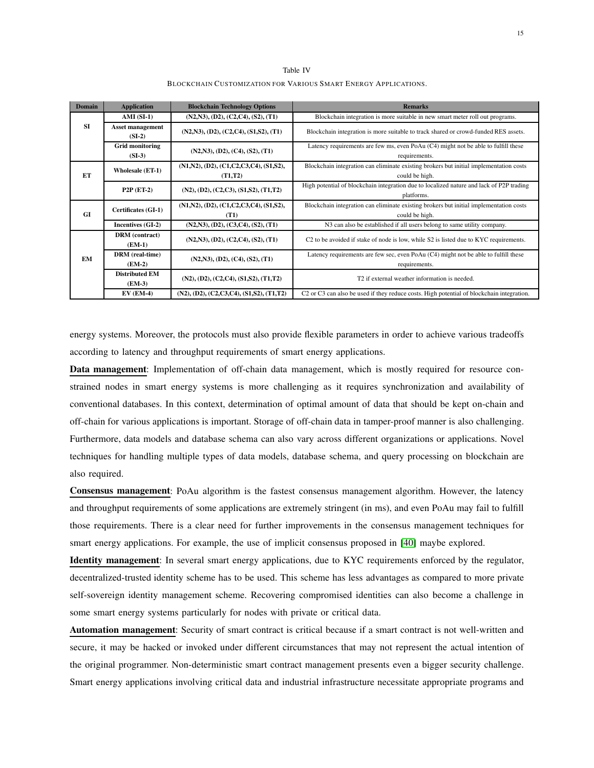Table IV

BLOCKCHAIN CUSTOMIZATION FOR VARIOUS SMART ENERGY APPLICATIONS.

| Domain | Application | Blockchain Technology Options | Remarks |
|---|---|---|---|
| SI | AMI (SI-1) | (N2,N3), (D2), (C2,C4), (S2), (T1) | Blockchain integration is more suitable in new smart meter roll out programs. |
| | Asset management (SI-2) | (N2,N3), (D2), (C2,C4), (S1,S2), (T1) | Blockchain integration is more suitable to track shared or crowd-funded RES assets. |
| | Grid monitoring (SI-3) | (N2,N3), (D2), (C4), (S2), (T1) | Latency requirements are few ms, even PoAu (C4) might not be able to fulfill these requirements. |
| ET | Wholesale (ET-1) | (N1,N2), (D2), (C1,C2,C3,C4), (S1,S2), (T1,T2) | Blockchain integration can eliminate existing brokers but initial implementation costs could be high. |
| | P2P (ET-2) | (N2), (D2), (C2,C3), (S1,S2), (T1,T2) | High potential of blockchain integration due to localized nature and lack of P2P trading platforms. |
| GI | Certificates (GI-1) | (N1,N2), (D2), (C1,C2,C3,C4), (S1,S2), (T1) | Blockchain integration can eliminate existing brokers but initial implementation costs could be high. |
| | Incentives (GI-2) | (N2,N3), (D2), (C3,C4), (S2), (T1) | N3 can also be established if all users belong to same utility company. |
| EM | DRM (contract) (EM-1) | (N2,N3), (D2), (C2,C4), (S2), (T1) | C2 to be avoided if stake of node is low, while S2 is listed due to KYC requirements. |
| | DRM (real-time) (EM-2) | (N2,N3), (D2), (C4), (S2), (T1) | Latency requirements are few sec, even PoAu (C4) might not be able to fulfill these requirements. |
| | Distributed EM (EM-3) | (N2), (D2), (C2,C4), (S1,S2), (T1,T2) | T2 if external weather information is needed. |
| | EV (EM-4) | (N2), (D2), (C2,C3,C4), (S1,S2), (T1,T2) | C2 or C3 can also be used if they reduce costs. High potential of blockchain integration. |

energy systems. Moreover, the protocols must also provide flexible parameters in order to achieve various tradeoffs according to latency and throughput requirements of smart energy applications.

**Data management**: Implementation of off-chain data management, which is mostly required for resource constrained nodes in smart energy systems is more challenging as it requires synchronization and availability of conventional databases. In this context, determination of optimal amount of data that should be kept on-chain and off-chain for various applications is important. Storage of off-chain data in tamper-proof manner is also challenging. Furthermore, data models and database schema can also vary across different organizations or applications. Novel techniques for handling multiple types of data models, database schema, and query processing on blockchain are also required.

**Consensus management**: PoAu algorithm is the fastest consensus management algorithm. However, the latency and throughput requirements of some applications are extremely stringent (in ms), and even PoAu may fail to fulfill those requirements. There is a clear need for further improvements in the consensus management techniques for smart energy applications. For example, the use of implicit consensus proposed in [40] maybe explored.

**Identity management**: In several smart energy applications, due to KYC requirements enforced by the regulator, decentralized-trusted identity scheme has to be used. This scheme has less advantages as compared to more private self-sovereign identity management scheme. Recovering compromised identities can also become a challenge in some smart energy systems particularly for nodes with private or critical data.

**Automation management**: Security of smart contract is critical because if a smart contract is not well-written and secure, it may be hacked or invoked under different circumstances that may not represent the actual intention of the original programmer. Non-deterministic smart contract management presents even a bigger security challenge. Smart energy applications involving critical data and industrial infrastructure necessitate appropriate programs and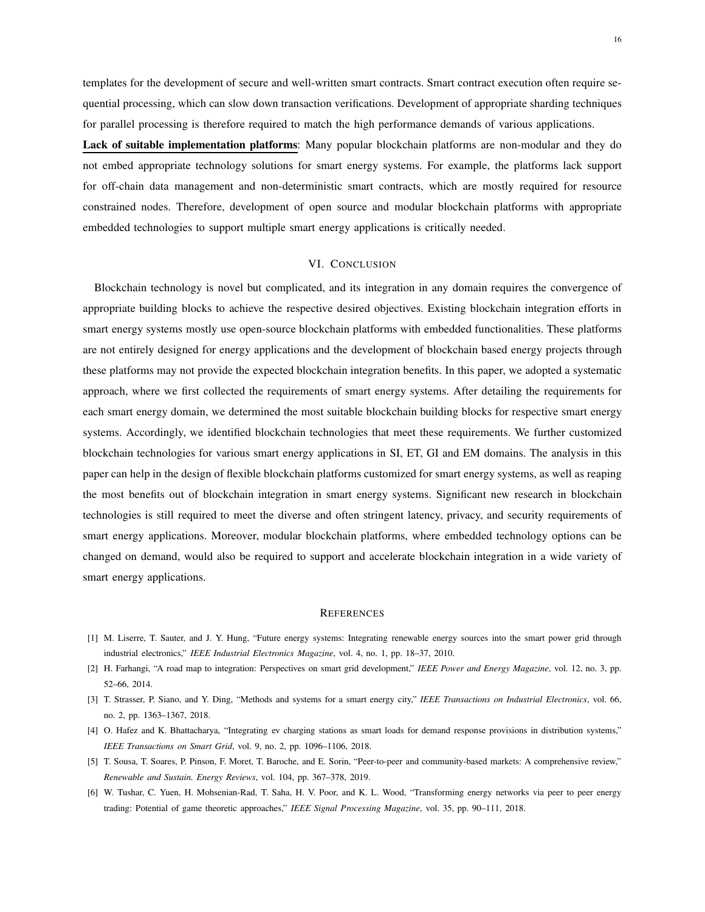templates for the development of secure and well-written smart contracts. Smart contract execution often require sequential processing, which can slow down transaction verifications. Development of appropriate sharding techniques for parallel processing is therefore required to match the high performance demands of various applications.

**Lack of suitable implementation platforms**: Many popular blockchain platforms are non-modular and they do not embed appropriate technology solutions for smart energy systems. For example, the platforms lack support for off-chain data management and non-deterministic smart contracts, which are mostly required for resource constrained nodes. Therefore, development of open source and modular blockchain platforms with appropriate embedded technologies to support multiple smart energy applications is critically needed.

## VI. Conclusion

Blockchain technology is novel but complicated, and its integration in any domain requires the convergence of appropriate building blocks to achieve the respective desired objectives. Existing blockchain integration efforts in smart energy systems mostly use open-source blockchain platforms with embedded functionalities. These platforms are not entirely designed for energy applications and the development of blockchain based energy projects through these platforms may not provide the expected blockchain integration benefits. In this paper, we adopted a systematic approach, where we first collected the requirements of smart energy systems. After detailing the requirements for each smart energy domain, we determined the most suitable blockchain building blocks for respective smart energy systems. Accordingly, we identified blockchain technologies that meet these requirements. We further customized blockchain technologies for various smart energy applications in SI, ET, GI and EM domains. The analysis in this paper can help in the design of flexible blockchain platforms customized for smart energy systems, as well as reaping the most benefits out of blockchain integration in smart energy systems. Significant new research in blockchain technologies is still required to meet the diverse and often stringent latency, privacy, and security requirements of smart energy applications. Moreover, modular blockchain platforms, where embedded technology options can be changed on demand, would also be required to support and accelerate blockchain integration in a wide variety of smart energy applications.

## References

[1] M. Liserre, T. Sauter, and J. Y. Hung, "Future energy systems: Integrating renewable energy sources into the smart power grid through industrial electronics," *IEEE Industrial Electronics Magazine*, vol. 4, no. 1, pp. 18–37, 2010.

[2] H. Farhangi, "A road map to integration: Perspectives on smart grid development," *IEEE Power and Energy Magazine*, vol. 12, no. 3, pp. 52–66, 2014.

[3] T. Strasser, P. Siano, and Y. Ding, "Methods and systems for a smart energy city," *IEEE Transactions on Industrial Electronics*, vol. 66, no. 2, pp. 1363–1367, 2018.

[4] O. Hafez and K. Bhattacharya, "Integrating ev charging stations as smart loads for demand response provisions in distribution systems," *IEEE Transactions on Smart Grid*, vol. 9, no. 2, pp. 1096–1106, 2018.

[5] T. Sousa, T. Soares, P. Pinson, F. Moret, T. Baroche, and E. Sorin, "Peer-to-peer and community-based markets: A comprehensive review," *Renewable and Sustain. Energy Reviews*, vol. 104, pp. 367–378, 2019.

[6] W. Tushar, C. Yuen, H. Mohsenian-Rad, T. Saha, H. V. Poor, and K. L. Wood, "Transforming energy networks via peer to peer energy trading: Potential of game theoretic approaches," *IEEE Signal Processing Magazine*, vol. 35, pp. 90–111, 2018.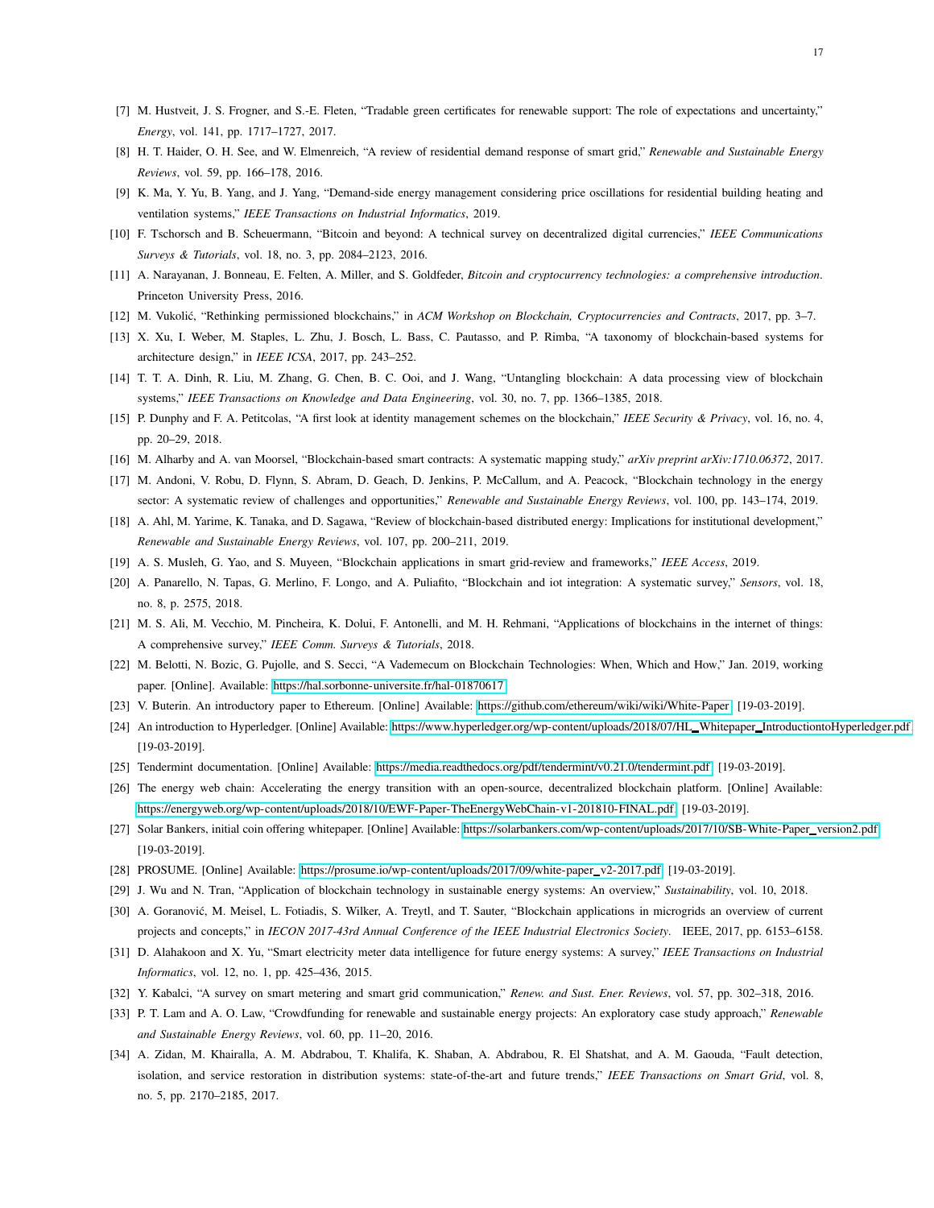[7] M. Hustveit, J. S. Frogner, and S.-E. Fleten, “Tradable green certificates for renewable support: The role of expectations and uncertainty,” *Energy*, vol. 141, pp. 1717–1727, 2017.

[8] H. T. Haider, O. H. See, and W. Elmenreich, “A review of residential demand response of smart grid,” *Renewable and Sustainable Energy Reviews*, vol. 59, pp. 166–178, 2016.

[9] K. Ma, Y. Yu, B. Yang, and J. Yang, “Demand-side energy management considering price oscillations for residential building heating and ventilation systems,” *IEEE Transactions on Industrial Informatics*, 2019.

[10] F. Tschorsch and B. Scheuermann, “Bitcoin and beyond: A technical survey on decentralized digital currencies,” *IEEE Communications Surveys & Tutorials*, vol. 18, no. 3, pp. 2084–2123, 2016.

[11] A. Narayanan, J. Bonneau, E. Felten, A. Miller, and S. Goldfeder, *Bitcoin and cryptocurrency technologies: a comprehensive introduction*. Princeton University Press, 2016.

[12] M. Vukolić, “Rethinking permissioned blockchains,” in *ACM Workshop on Blockchain, Cryptocurrencies and Contracts*, 2017, pp. 3–7.

[13] X. Xu, I. Weber, M. Staples, L. Zhu, J. Bosch, L. Bass, C. Pautasso, and P. Rimba, “A taxonomy of blockchain-based systems for architecture design,” in *IEEE ICSA*, 2017, pp. 243–252.

[14] T. T. A. Dinh, R. Liu, M. Zhang, G. Chen, B. C. Ooi, and J. Wang, “Untangling blockchain: A data processing view of blockchain systems,” *IEEE Transactions on Knowledge and Data Engineering*, vol. 30, no. 7, pp. 1366–1385, 2018.

[15] P. Dunphy and F. A. Petitcolas, “A first look at identity management schemes on the blockchain,” *IEEE Security & Privacy*, vol. 16, no. 4, pp. 20–29, 2018.

[16] M. Alharby and A. van Moorsel, “Blockchain-based smart contracts: A systematic mapping study,” *arXiv preprint arXiv:1710.06372*, 2017.

[17] M. Andoni, V. Robu, D. Flynn, S. Abram, D. Geach, D. Jenkins, P. McCallum, and A. Peacock, “Blockchain technology in the energy sector: A systematic review of challenges and opportunities,” *Renewable and Sustainable Energy Reviews*, vol. 100, pp. 143–174, 2019.

[18] A. Ahl, M. Yarime, K. Tanaka, and D. Sagawa, “Review of blockchain-based distributed energy: Implications for institutional development,” *Renewable and Sustainable Energy Reviews*, vol. 107, pp. 200–211, 2019.

[19] A. S. Musleh, G. Yao, and S. Muyeen, “Blockchain applications in smart grid-review and frameworks,” *IEEE Access*, 2019.

[20] A. Panarello, N. Tapas, G. Merlino, F. Longo, and A. Puliafito, “Blockchain and iot integration: A systematic survey,” *Sensors*, vol. 18, no. 8, p. 2575, 2018.

[21] M. S. Ali, M. Vecchio, M. Pincheira, K. Dolui, F. Antonelli, and M. H. Rehmani, “Applications of blockchains in the internet of things: A comprehensive survey,” *IEEE Comm. Surveys & Tutorials*, 2018.

[22] M. Belotti, N. Bozic, G. Pujolle, and S. Secci, “A Vademecum on Blockchain Technologies: When, Which and How,” Jan. 2019, working paper. [Online]. Available: https://hal.sorbonne-universite.fr/hal-01870617

[23] V. Buterin. An introductory paper to Ethereum. [Online] Available: https://github.com/ethereum/wiki/wiki/White-Paper [19-03-2019].

[24] An introduction to Hyperledger. [Online] Available: https://www.hyperledger.org/wp-content/uploads/2018/07/HL_Whitepaper_IntroductiontoHyperledger.pdf [19-03-2019].

[25] Tendermint documentation. [Online] Available: https://media.readthedocs.org/pdf/tendermint/v0.21.0/tendermint.pdf [19-03-2019].

[26] The energy web chain: Accelerating the energy transition with an open-source, decentralized blockchain platform. [Online] Available: https://energyweb.org/wp-content/uploads/2018/10/EWF-Paper-TheEnergyWebChain-v1-201810-FINAL.pdf [19-03-2019].

[27] Solar Bankers, initial coin offering whitepaper. [Online] Available: https://solarbankers.com/wp-content/uploads/2017/10/SB-White-Paper_version2.pdf [19-03-2019].

[28] PROSUME. [Online] Available: https://prosume.io/wp-content/uploads/2017/09/white-paper_v2-2017.pdf [19-03-2019].

[29] J. Wu and N. Tran, “Application of blockchain technology in sustainable energy systems: An overview,” *Sustainability*, vol. 10, 2018.

[30] A. Goranović, M. Meisel, L. Fotiadis, S. Wilker, A. Treytl, and T. Sauter, “Blockchain applications in microgrids an overview of current projects and concepts,” in *IECON 2017-43rd Annual Conference of the IEEE Industrial Electronics Society*. IEEE, 2017, pp. 6153–6158.

[31] D. Alahakoon and X. Yu, “Smart electricity meter data intelligence for future energy systems: A survey,” *IEEE Transactions on Industrial Informatics*, vol. 12, no. 1, pp. 425–436, 2015.

[32] Y. Kabalci, “A survey on smart metering and smart grid communication,” *Renew. and Sust. Ener. Reviews*, vol. 57, pp. 302–318, 2016.

[33] P. T. Lam and A. O. Law, “Crowdfunding for renewable and sustainable energy projects: An exploratory case study approach,” *Renewable and Sustainable Energy Reviews*, vol. 60, pp. 11–20, 2016.

[34] A. Zidan, M. Khairalla, A. M. Abdrabou, T. Khalifa, K. Shaban, A. Abdrabou, R. El Shatshat, and A. M. Gaouda, “Fault detection, isolation, and service restoration in distribution systems: state-of-the-art and future trends,” *IEEE Transactions on Smart Grid*, vol. 8, no. 5, pp. 2170–2185, 2017.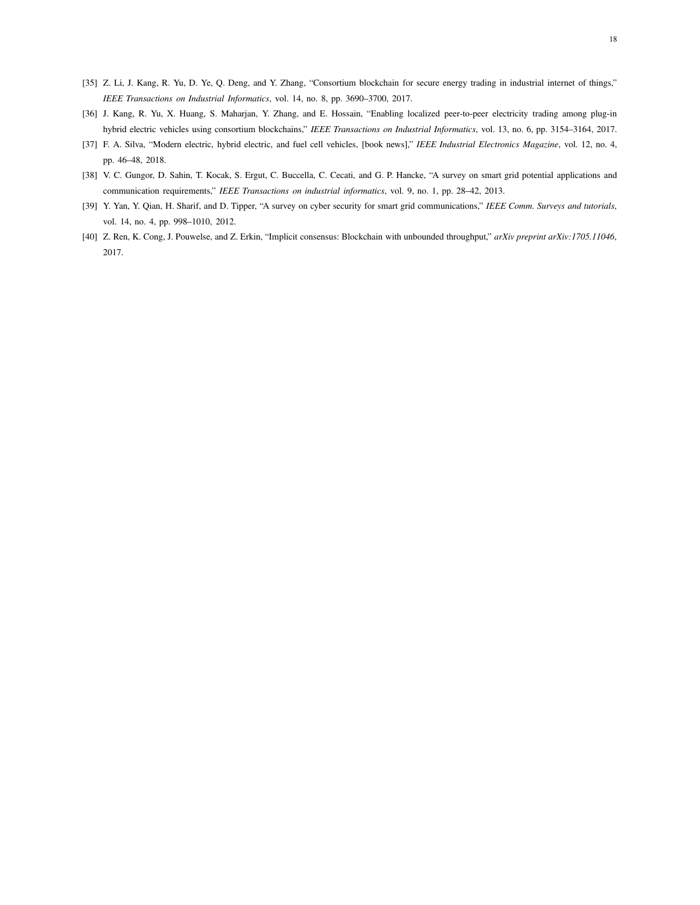[35] Z. Li, J. Kang, R. Yu, D. Ye, Q. Deng, and Y. Zhang, "Consortium blockchain for secure energy trading in industrial internet of things," *IEEE Transactions on Industrial Informatics*, vol. 14, no. 8, pp. 3690–3700, 2017.

[36] J. Kang, R. Yu, X. Huang, S. Maharjan, Y. Zhang, and E. Hossain, "Enabling localized peer-to-peer electricity trading among plug-in hybrid electric vehicles using consortium blockchains," *IEEE Transactions on Industrial Informatics*, vol. 13, no. 6, pp. 3154–3164, 2017.

[37] F. A. Silva, "Modern electric, hybrid electric, and fuel cell vehicles, [book news]," *IEEE Industrial Electronics Magazine*, vol. 12, no. 4, pp. 46–48, 2018.

[38] V. C. Gungor, D. Sahin, T. Kocak, S. Ergut, C. Buccella, C. Cecati, and G. P. Hancke, "A survey on smart grid potential applications and communication requirements," *IEEE Transactions on industrial informatics*, vol. 9, no. 1, pp. 28–42, 2013.

[39] Y. Yan, Y. Qian, H. Sharif, and D. Tipper, "A survey on cyber security for smart grid communications," *IEEE Comm. Surveys and tutorials*, vol. 14, no. 4, pp. 998–1010, 2012.

[40] Z. Ren, K. Cong, J. Pouwelse, and Z. Erkin, "Implicit consensus: Blockchain with unbounded throughput," *arXiv preprint arXiv:1705.11046*, 2017.